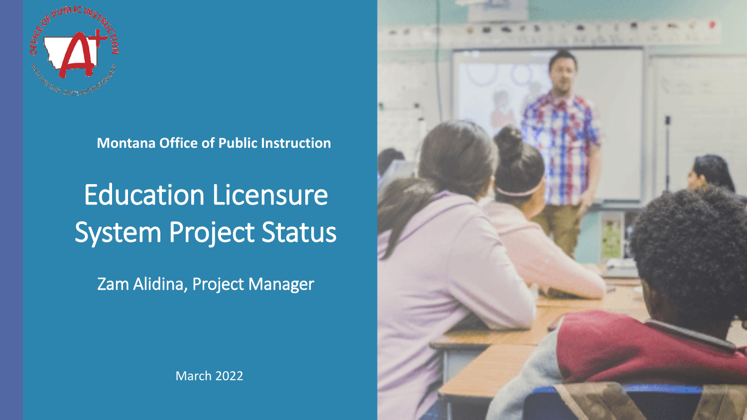**Montana Office of Public Instruction**

# Education Licensure System Project Status

Zam Alidina, Project Manager

March 2022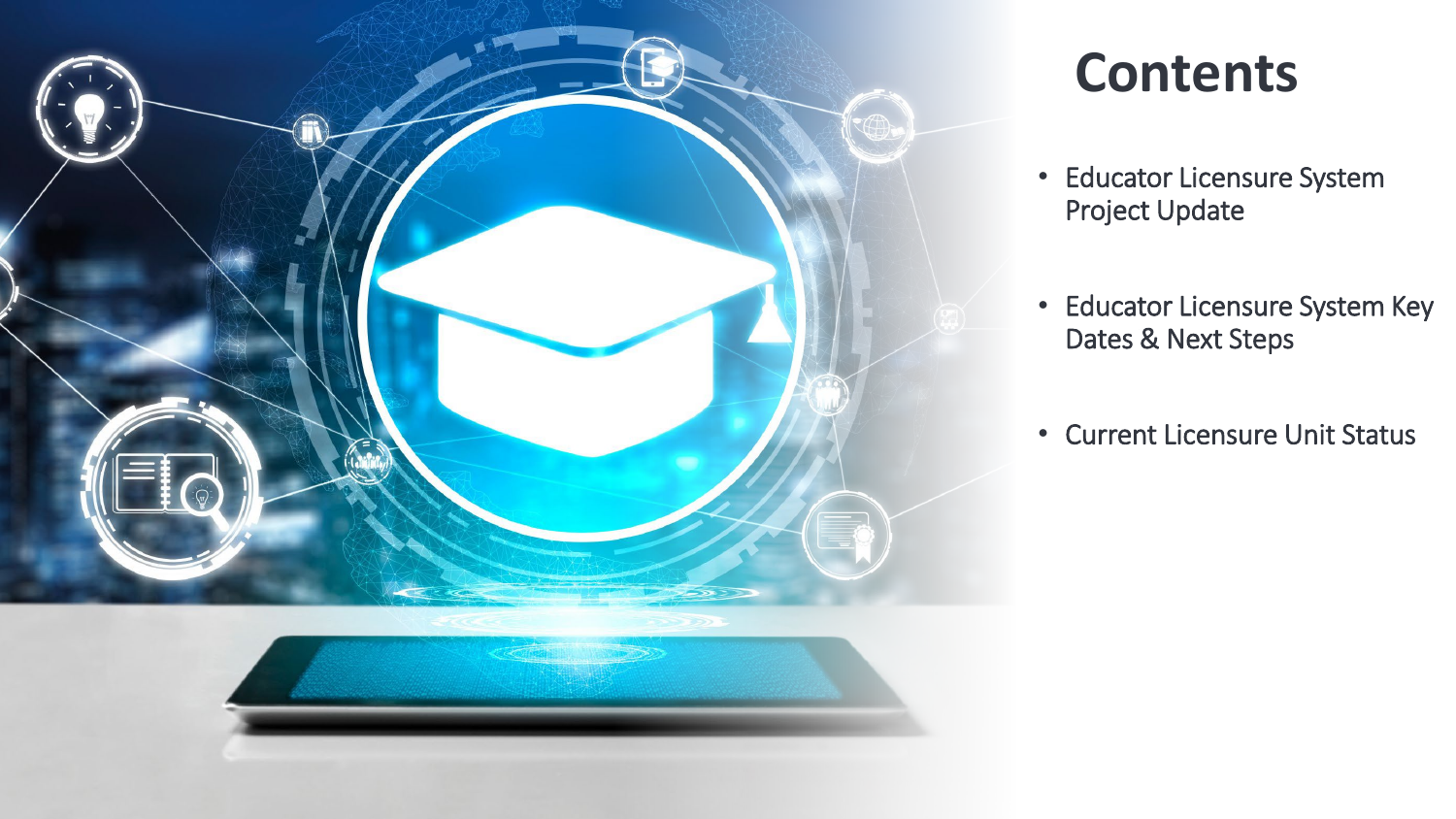# Contents

- Educator Licensure System Project Update
- Educator Licensure System Key Dates & Next Steps
- Current Licensure Unit Status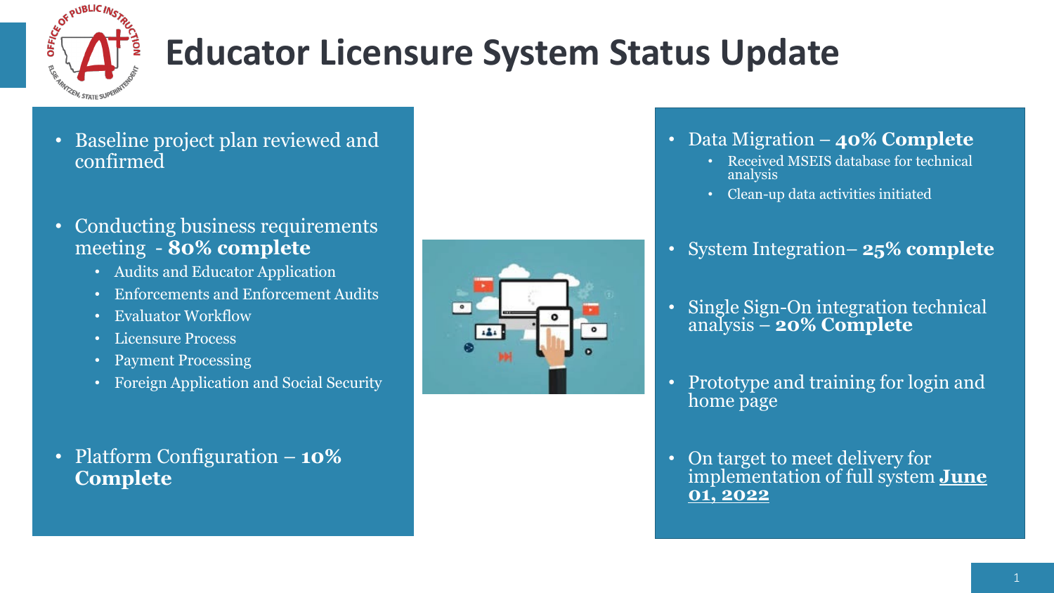# Educator Licensure System Status Update

- Baseline project plan reviewed and confirmed
- Conducting business requirements meeting - **80% complete**
  - Audits and Educator Application
  - Enforcements and Enforcement Audits
  - Evaluator Workflow
  - Licensure Process
  - Payment Processing
  - Foreign Application and Social Security
- Platform Configuration – **10% Complete**

- Data Migration – **40% Complete**
  - Received MSEIS database for technical analysis
  - Clean-up data activities initiated
- System Integration– **25% complete**
- Single Sign-On integration technical analysis – **20% Complete**
- Prototype and training for login and home page
- On target to meet delivery for implementation of full system **June 01, 2022**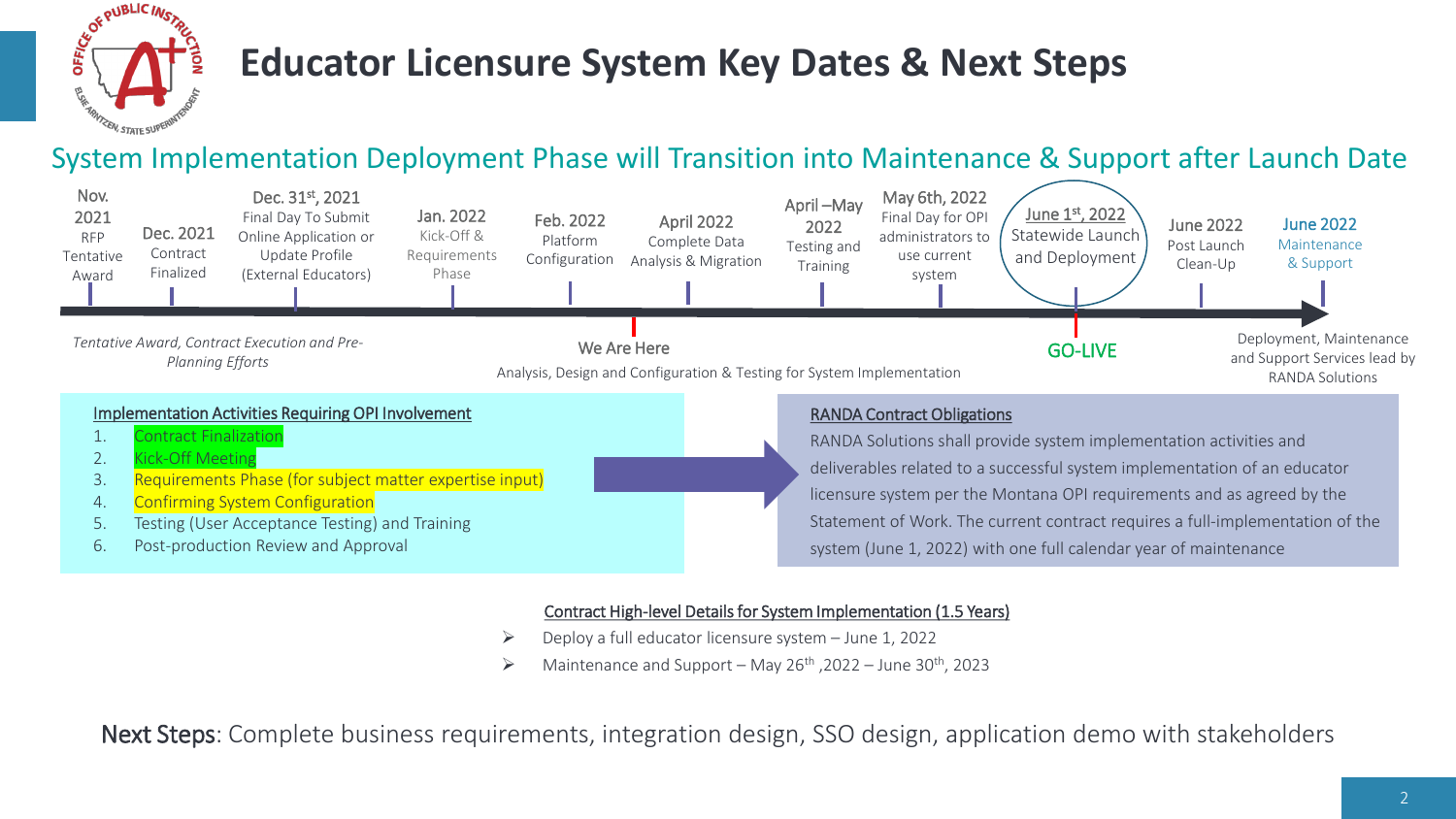# Educator Licensure System Key Dates & Next Steps

## System Implementation Deployment Phase will Transition into Maintenance & Support after Launch Date

- **Nov. 2021** – RFP Tentative Award
- **Dec. 2021** – Contract Finalized
- **Dec. 31st, 2021** – Final Day To Submit Online Application or Update Profile (External Educators)
- **Jan. 2022** – Kick-Off & Requirements Phase
- **Feb. 2022** – Platform Configuration
- **April 2022** – Complete Data Analysis & Migration
- **April –May 2022** – Testing and Training
- **May 6th, 2022** – Final Day for OPI administrators to use current system
- **June 1st, 2022** – Statewide Launch and Deployment
- **June 2022** – Post Launch Clean-Up
- **June 2022** – Maintenance & Support

*Tentative Award, Contract Execution and Pre-Planning Efforts*

We Are Here

Analysis, Design and Configuration & Testing for System Implementation

GO-LIVE

Deployment, Maintenance and Support Services lead by RANDA Solutions

### Implementation Activities Requiring OPI Involvement

1. Contract Finalization
2. Kick-Off Meeting
3. Requirements Phase (for subject matter expertise input)
4. Confirming System Configuration
5. Testing (User Acceptance Testing) and Training
6. Post-production Review and Approval

### RANDA Contract Obligations

RANDA Solutions shall provide system implementation activities and deliverables related to a successful system implementation of an educator licensure system per the Montana OPI requirements and as agreed by the Statement of Work. The current contract requires a full-implementation of the system (June 1, 2022) with one full calendar year of maintenance

### Contract High-level Details for System Implementation (1.5 Years)

- Deploy a full educator licensure system – June 1, 2022
- Maintenance and Support – May 26th ,2022 – June 30th, 2023

**Next Steps**: Complete business requirements, integration design, SSO design, application demo with stakeholders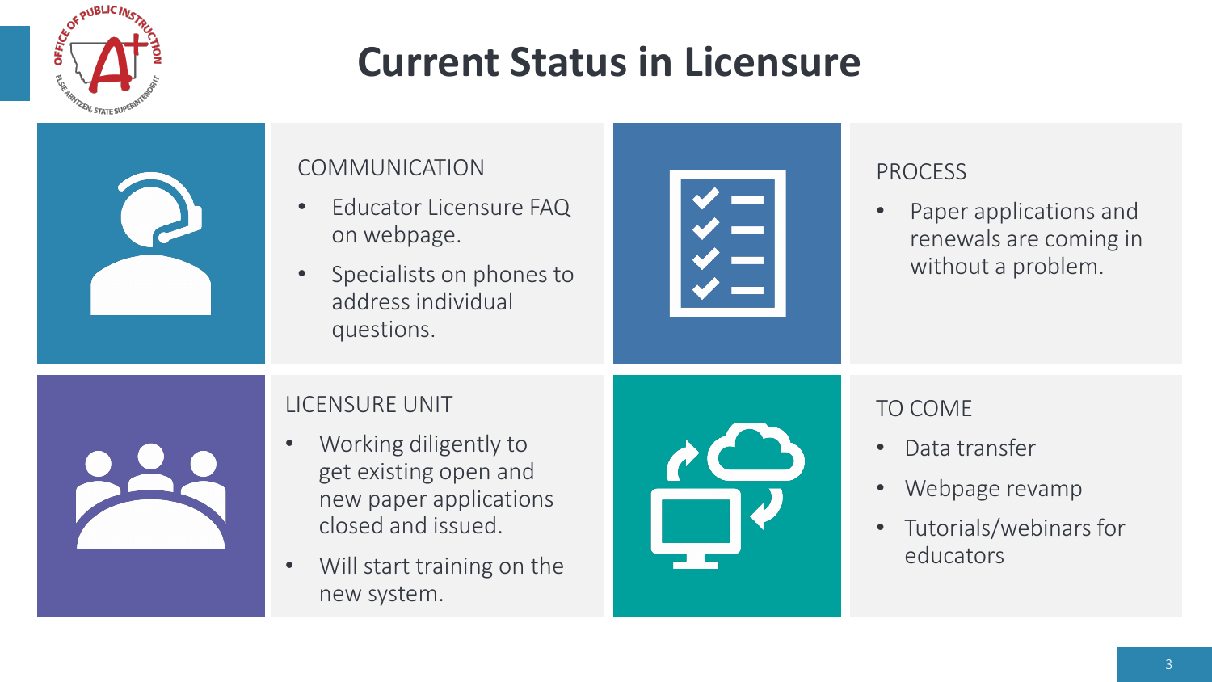# Current Status in Licensure

## COMMUNICATION

- Educator Licensure FAQ on webpage.
- Specialists on phones to address individual questions.

## PROCESS

- Paper applications and renewals are coming in without a problem.

## LICENSURE UNIT

- Working diligently to get existing open and new paper applications closed and issued.
- Will start training on the new system.

## TO COME

- Data transfer
- Webpage revamp
- Tutorials/webinars for educators